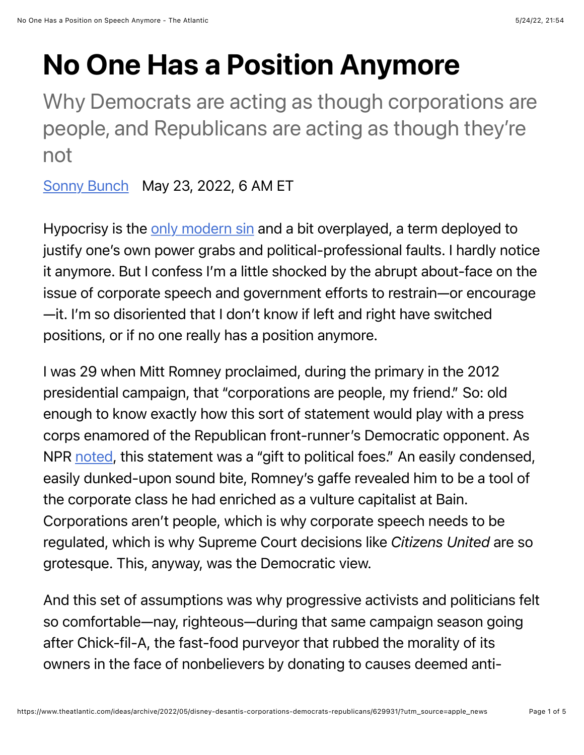# No One Has a Position Anymore

Why Democrats are acting as though corporations are people, and Republicans are acting as though they're not

Sonny Bunch May 23, 2022, 6 AM ET

Hypocrisy is the only modern sin and a bit overplayed, a term deployed to justify one's own power grabs and political-professional faults. I hardly notice it anymore. But I confess I'm a little shocked by the abrupt about-face on the issue of corporate speech and government efforts to restrain—or encourage—it. I'm so disoriented that I don't know if left and right have switched positions, or if no one really has a position anymore.

I was 29 when Mitt Romney proclaimed, during the primary in the 2012 presidential campaign, that "corporations are people, my friend." So: old enough to know exactly how this sort of statement would play with a press corps enamored of the Republican front-runner's Democratic opponent. As NPR noted, this statement was a "gift to political foes." An easily condensed, easily dunked-upon sound bite, Romney's gaffe revealed him to be a tool of the corporate class he had enriched as a vulture capitalist at Bain. Corporations aren't people, which is why corporate speech needs to be regulated, which is why Supreme Court decisions like *Citizens United* are so grotesque. This, anyway, was the Democratic view.

And this set of assumptions was why progressive activists and politicians felt so comfortable—nay, righteous—during that same campaign season going after Chick-fil-A, the fast-food purveyor that rubbed the morality of its owners in the face of nonbelievers by donating to causes deemed anti-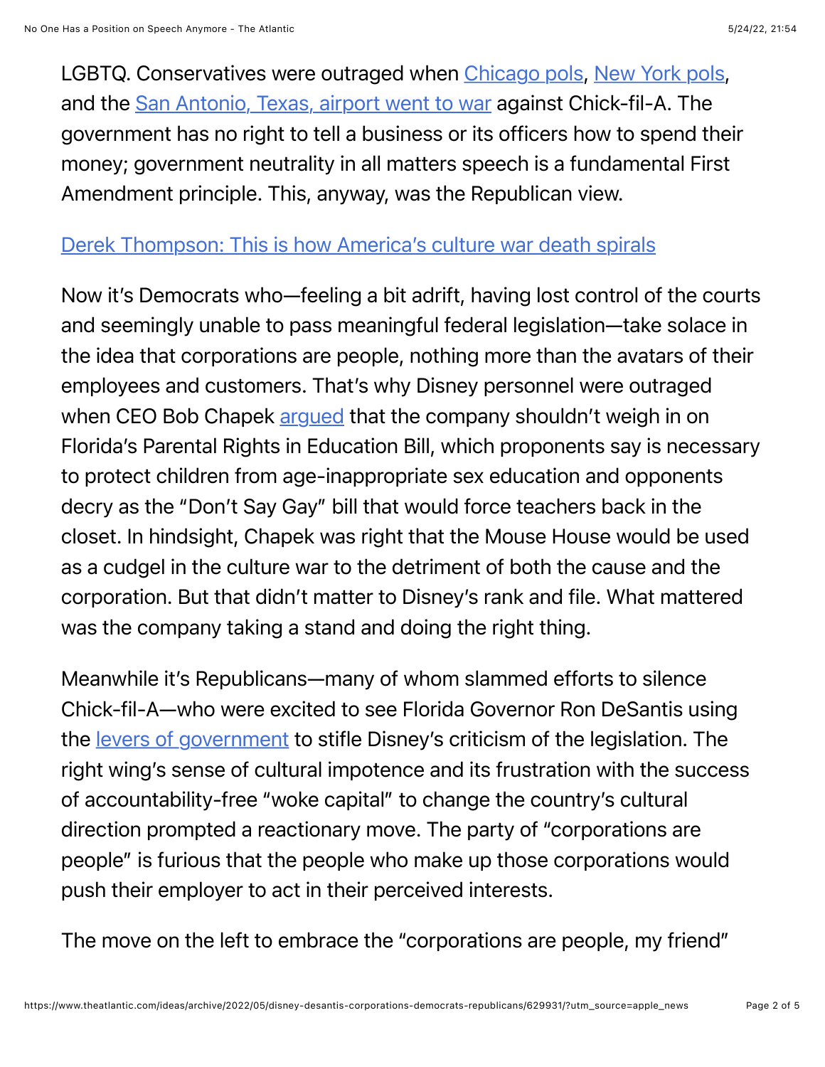LGBTQ. Conservatives were outraged when Chicago pols, New York pols, and the San Antonio, Texas, airport went to war against Chick-fil-A. The government has no right to tell a business or its officers how to spend their money; government neutrality in all matters speech is a fundamental First Amendment principle. This, anyway, was the Republican view.

Derek Thompson: This is how America's culture war death spirals

Now it's Democrats who—feeling a bit adrift, having lost control of the courts and seemingly unable to pass meaningful federal legislation—take solace in the idea that corporations are people, nothing more than the avatars of their employees and customers. That's why Disney personnel were outraged when CEO Bob Chapek argued that the company shouldn't weigh in on Florida's Parental Rights in Education Bill, which proponents say is necessary to protect children from age-inappropriate sex education and opponents decry as the "Don't Say Gay" bill that would force teachers back in the closet. In hindsight, Chapek was right that the Mouse House would be used as a cudgel in the culture war to the detriment of both the cause and the corporation. But that didn't matter to Disney's rank and file. What mattered was the company taking a stand and doing the right thing.

Meanwhile it's Republicans—many of whom slammed efforts to silence Chick-fil-A—who were excited to see Florida Governor Ron DeSantis using the levers of government to stifle Disney's criticism of the legislation. The right wing's sense of cultural impotence and its frustration with the success of accountability-free "woke capital" to change the country's cultural direction prompted a reactionary move. The party of "corporations are people" is furious that the people who make up those corporations would push their employer to act in their perceived interests.

The move on the left to embrace the "corporations are people, my friend"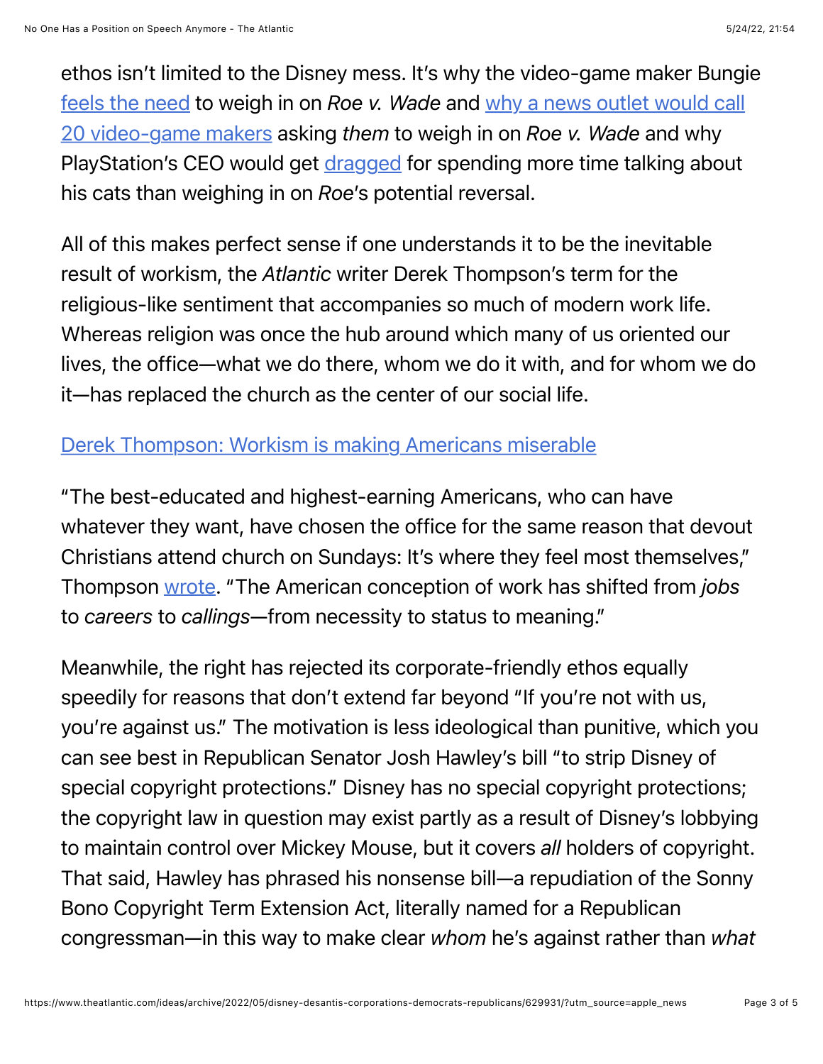ethos isn't limited to the Disney mess. It's why the video-game maker Bungie feels the need to weigh in on *Roe v. Wade* and why a news outlet would call 20 video-game makers asking *them* to weigh in on *Roe v. Wade* and why PlayStation's CEO would get dragged for spending more time talking about his cats than weighing in on *Roe*'s potential reversal.

All of this makes perfect sense if one understands it to be the inevitable result of workism, the *Atlantic* writer Derek Thompson's term for the religious-like sentiment that accompanies so much of modern work life. Whereas religion was once the hub around which many of us oriented our lives, the office—what we do there, whom we do it with, and for whom we do it—has replaced the church as the center of our social life.

Derek Thompson: Workism is making Americans miserable

"The best-educated and highest-earning Americans, who can have whatever they want, have chosen the office for the same reason that devout Christians attend church on Sundays: It's where they feel most themselves," Thompson wrote. "The American conception of work has shifted from *jobs* to *careers* to *callings*—from necessity to status to meaning."

Meanwhile, the right has rejected its corporate-friendly ethos equally speedily for reasons that don't extend far beyond "If you're not with us, you're against us." The motivation is less ideological than punitive, which you can see best in Republican Senator Josh Hawley's bill "to strip Disney of special copyright protections." Disney has no special copyright protections; the copyright law in question may exist partly as a result of Disney's lobbying to maintain control over Mickey Mouse, but it covers *all* holders of copyright. That said, Hawley has phrased his nonsense bill—a repudiation of the Sonny Bono Copyright Term Extension Act, literally named for a Republican congressman—in this way to make clear *whom* he's against rather than *what*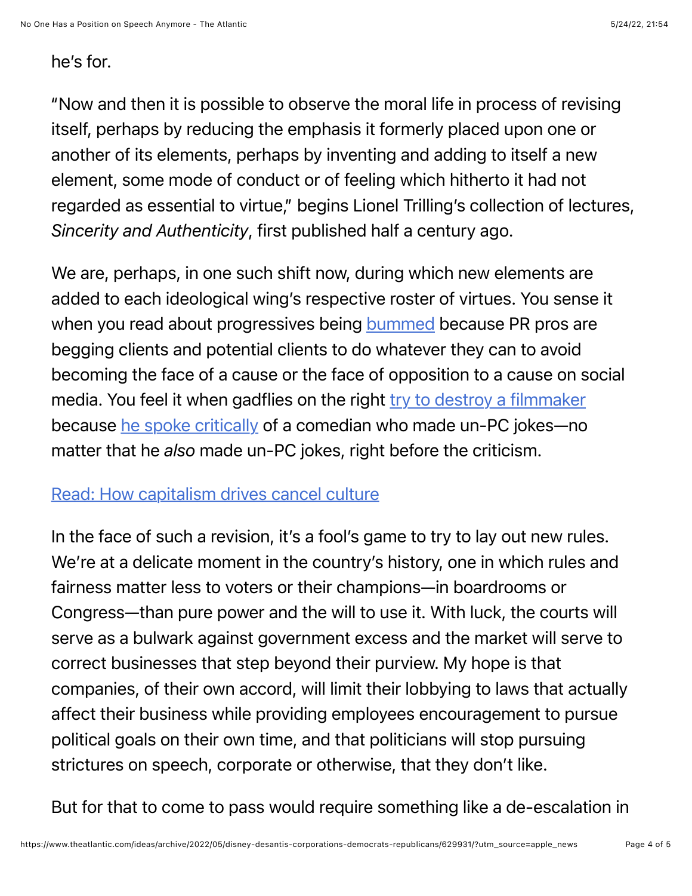he's for.

"Now and then it is possible to observe the moral life in process of revising itself, perhaps by reducing the emphasis it formerly placed upon one or another of its elements, perhaps by inventing and adding to itself a new element, some mode of conduct or of feeling which hitherto it had not regarded as essential to virtue," begins Lionel Trilling's collection of lectures, *Sincerity and Authenticity*, first published half a century ago.

We are, perhaps, in one such shift now, during which new elements are added to each ideological wing's respective roster of virtues. You sense it when you read about progressives being bummed because PR pros are begging clients and potential clients to do whatever they can to avoid becoming the face of a cause or the face of opposition to a cause on social media. You feel it when gadflies on the right try to destroy a filmmaker because he spoke critically of a comedian who made un-PC jokes—no matter that he *also* made un-PC jokes, right before the criticism.

Read: How capitalism drives cancel culture

In the face of such a revision, it's a fool's game to try to lay out new rules. We're at a delicate moment in the country's history, one in which rules and fairness matter less to voters or their champions—in boardrooms or Congress—than pure power and the will to use it. With luck, the courts will serve as a bulwark against government excess and the market will serve to correct businesses that step beyond their purview. My hope is that companies, of their own accord, will limit their lobbying to laws that actually affect their business while providing employees encouragement to pursue political goals on their own time, and that politicians will stop pursuing strictures on speech, corporate or otherwise, that they don't like.

But for that to come to pass would require something like a de-escalation in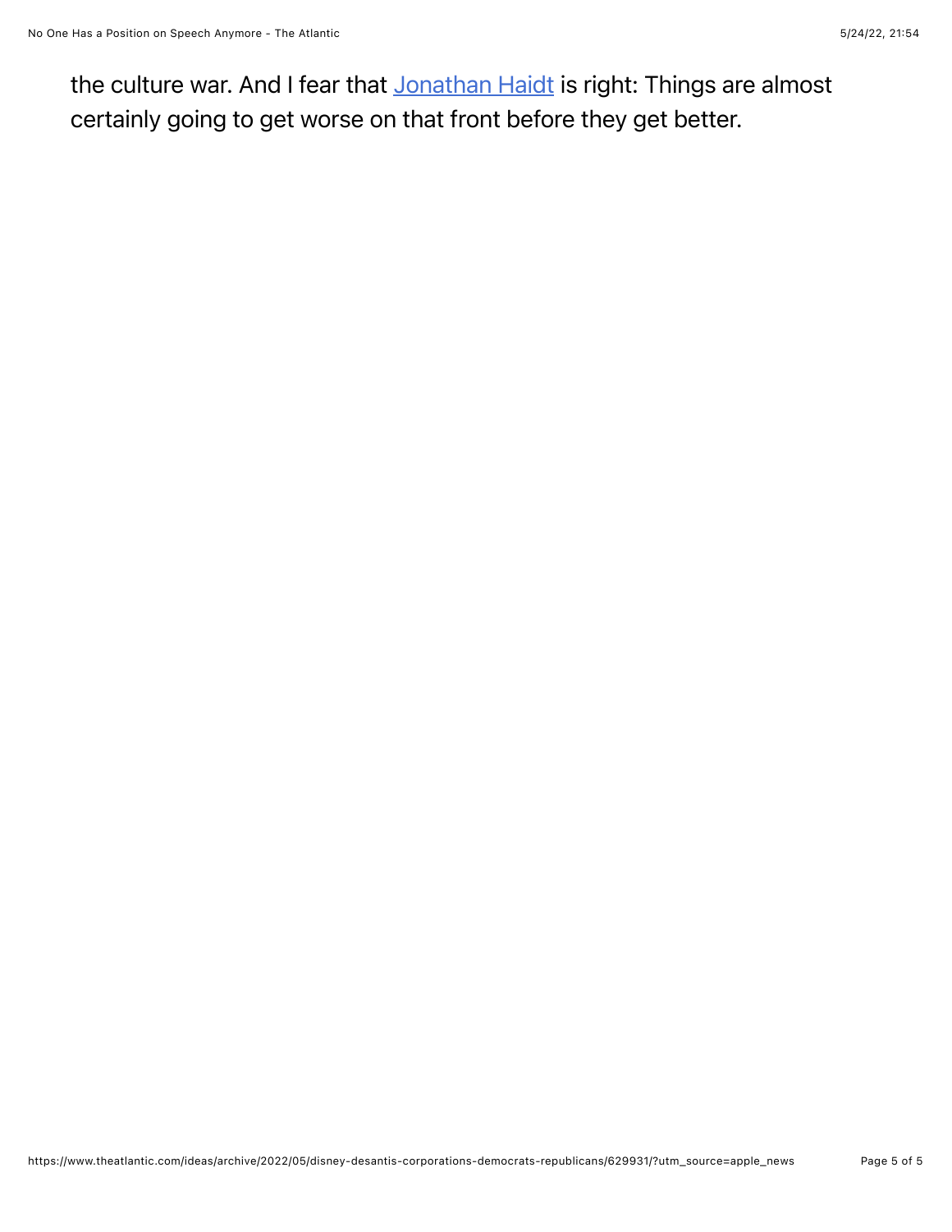the culture war. And I fear that [Jonathan Haidt] is right: Things are almost certainly going to get worse on that front before they get better.